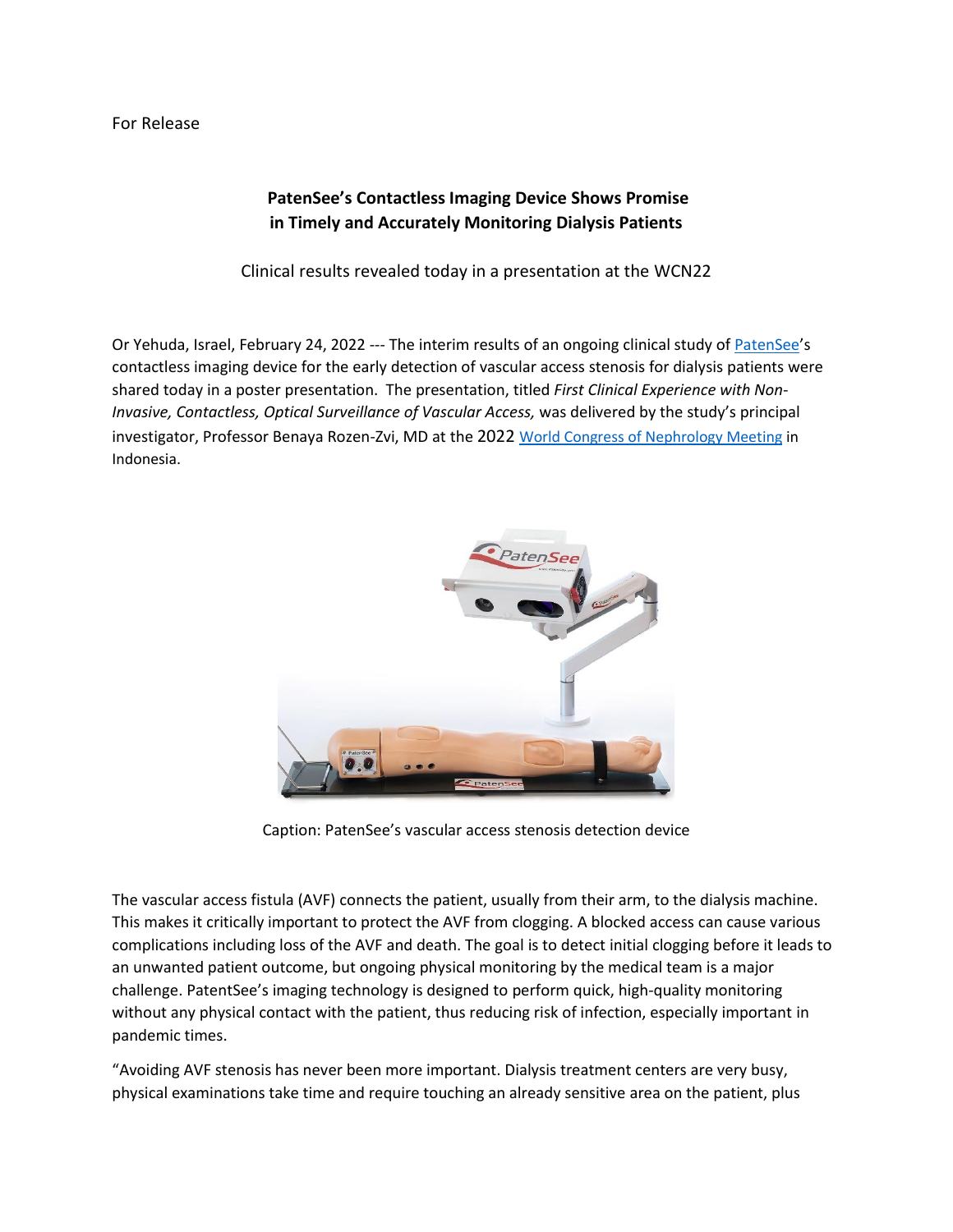For Release

**PatenSee's Contactless Imaging Device Shows Promise in Timely and Accurately Monitoring Dialysis Patients**

Clinical results revealed today in a presentation at the WCN22

Or Yehuda, Israel, February 24, 2022 --- The interim results of an ongoing clinical study of PatenSee's contactless imaging device for the early detection of vascular access stenosis for dialysis patients were shared today in a poster presentation. The presentation, titled *First Clinical Experience with Non-Invasive, Contactless, Optical Surveillance of Vascular Access,* was delivered by the study's principal investigator, Professor Benaya Rozen-Zvi, MD at the 2022 World Congress of Nephrology Meeting in Indonesia.

Caption: PatenSee's vascular access stenosis detection device

The vascular access fistula (AVF) connects the patient, usually from their arm, to the dialysis machine. This makes it critically important to protect the AVF from clogging. A blocked access can cause various complications including loss of the AVF and death. The goal is to detect initial clogging before it leads to an unwanted patient outcome, but ongoing physical monitoring by the medical team is a major challenge. PatentSee's imaging technology is designed to perform quick, high-quality monitoring without any physical contact with the patient, thus reducing risk of infection, especially important in pandemic times.

"Avoiding AVF stenosis has never been more important. Dialysis treatment centers are very busy, physical examinations take time and require touching an already sensitive area on the patient, plus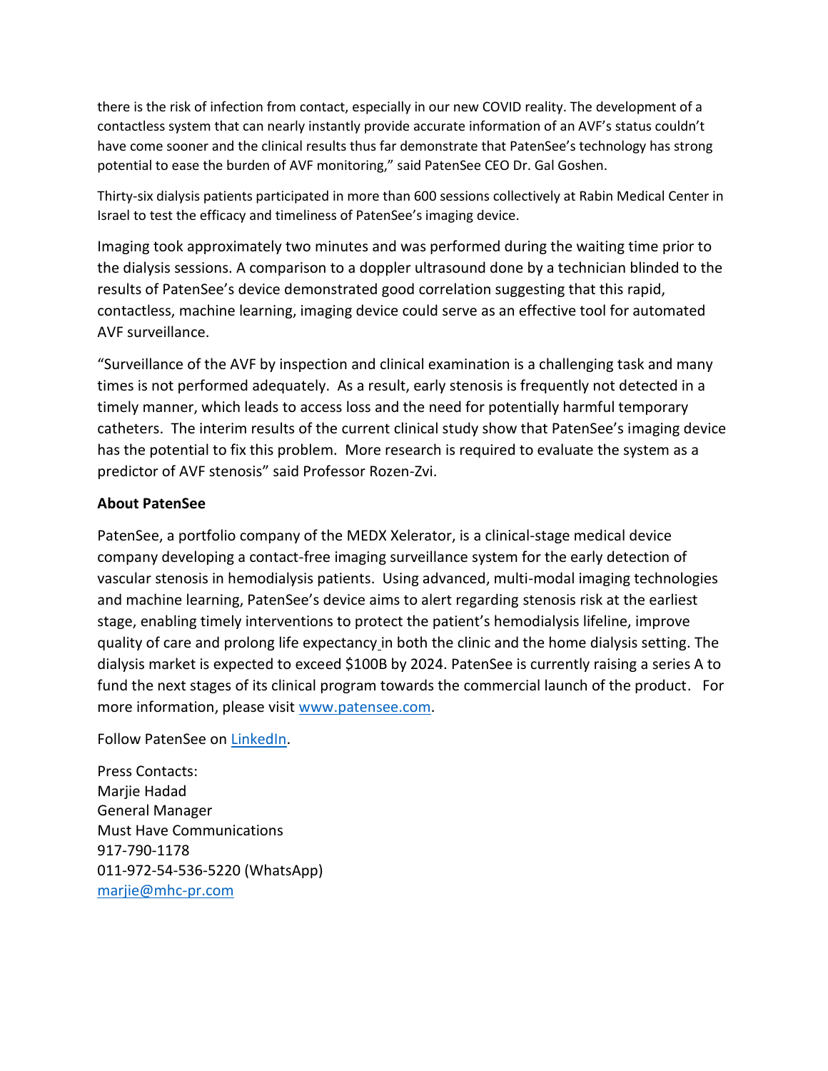there is the risk of infection from contact, especially in our new COVID reality. The development of a contactless system that can nearly instantly provide accurate information of an AVF's status couldn't have come sooner and the clinical results thus far demonstrate that PatenSee's technology has strong potential to ease the burden of AVF monitoring," said PatenSee CEO Dr. Gal Goshen.

Thirty-six dialysis patients participated in more than 600 sessions collectively at Rabin Medical Center in Israel to test the efficacy and timeliness of PatenSee's imaging device.

Imaging took approximately two minutes and was performed during the waiting time prior to the dialysis sessions. A comparison to a doppler ultrasound done by a technician blinded to the results of PatenSee's device demonstrated good correlation suggesting that this rapid, contactless, machine learning, imaging device could serve as an effective tool for automated AVF surveillance.

"Surveillance of the AVF by inspection and clinical examination is a challenging task and many times is not performed adequately. As a result, early stenosis is frequently not detected in a timely manner, which leads to access loss and the need for potentially harmful temporary catheters. The interim results of the current clinical study show that PatenSee's imaging device has the potential to fix this problem. More research is required to evaluate the system as a predictor of AVF stenosis" said Professor Rozen-Zvi.

**About PatenSee**

PatenSee, a portfolio company of the MEDX Xelerator, is a clinical-stage medical device company developing a contact-free imaging surveillance system for the early detection of vascular stenosis in hemodialysis patients. Using advanced, multi-modal imaging technologies and machine learning, PatenSee's device aims to alert regarding stenosis risk at the earliest stage, enabling timely interventions to protect the patient's hemodialysis lifeline, improve quality of care and prolong life expectancy in both the clinic and the home dialysis setting. The dialysis market is expected to exceed $100B by 2024. PatenSee is currently raising a series A to fund the next stages of its clinical program towards the commercial launch of the product. For more information, please visit www.patensee.com.

Follow PatenSee on LinkedIn.

Press Contacts:
Marjie Hadad
General Manager
Must Have Communications
917-790-1178
011-972-54-536-5220 (WhatsApp)
marjie@mhc-pr.com